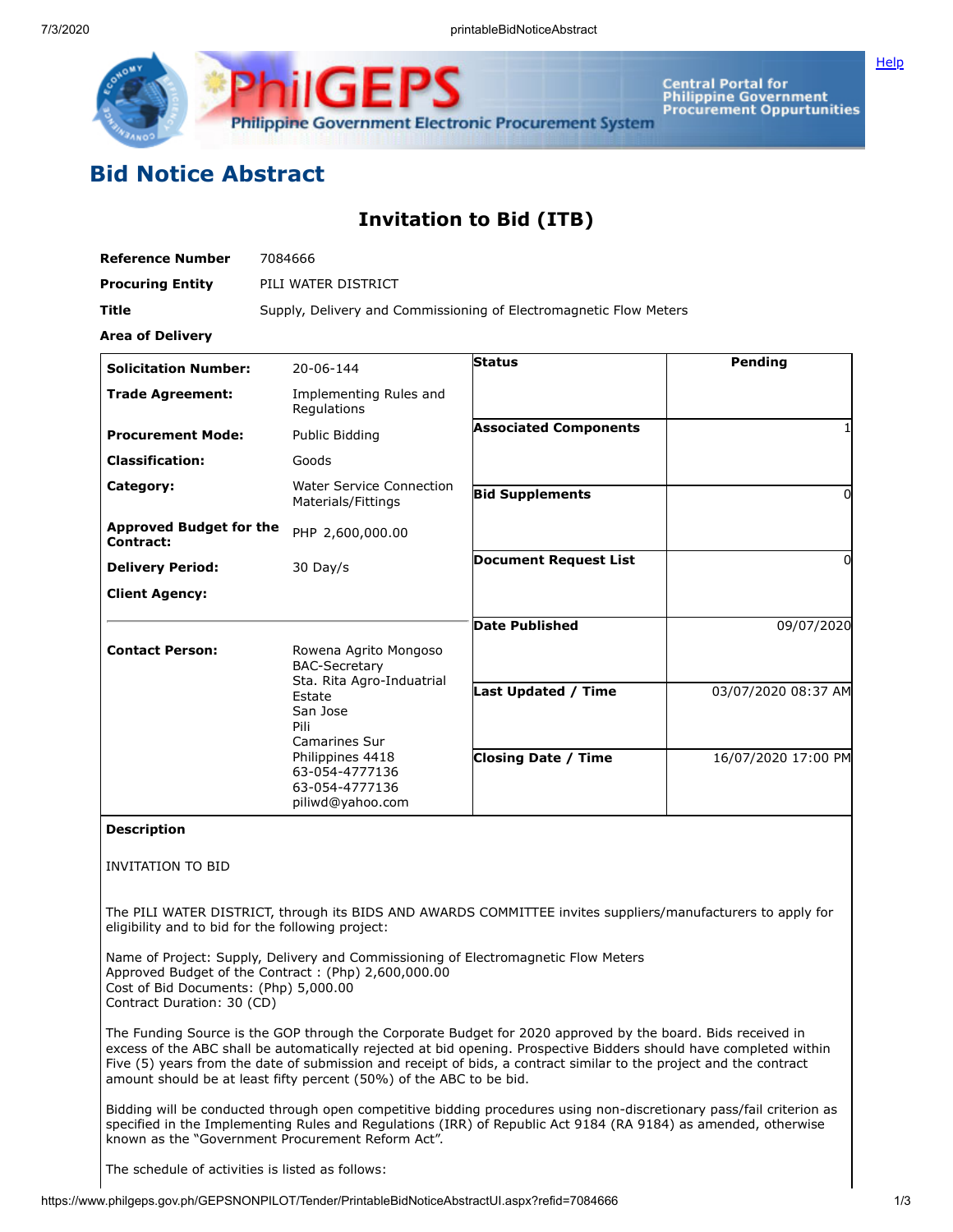# Bid Notice Abstract

## Invitation to Bid (ITB)

| | |
|---|---|
| **Reference Number** | 7084666 |
| **Procuring Entity** | PILI WATER DISTRICT |
| **Title** | Supply, Delivery and Commissioning of Electromagnetic Flow Meters |
| **Area of Delivery** | |

| | | | |
|---|---|---|---|
| **Solicitation Number:** | 20-06-144 | **Status** | Pending |
| **Trade Agreement:** | Implementing Rules and Regulations | | |
| **Procurement Mode:** | Public Bidding | **Associated Components** | 1 |
| **Classification:** | Goods | | |
| **Category:** | Water Service Connection Materials/Fittings | **Bid Supplements** | 0 |
| **Approved Budget for the Contract:** | PHP 2,600,000.00 | | |
| **Delivery Period:** | 30 Day/s | **Document Request List** | 0 |
| **Client Agency:** | | | |
| | | **Date Published** | 09/07/2020 |
| **Contact Person:** | Rowena Agrito Mongoso<br>BAC-Secretary<br>Sta. Rita Agro-Induatrial Estate<br>San Jose<br>Pili<br>Camarines Sur<br>Philippines 4418<br>63-054-4777136<br>63-054-4777136<br>piliwd@yahoo.com | **Last Updated / Time** | 03/07/2020 08:37 AM |
| | | **Closing Date / Time** | 16/07/2020 17:00 PM |

**Description**

INVITATION TO BID

The PILI WATER DISTRICT, through its BIDS AND AWARDS COMMITTEE invites suppliers/manufacturers to apply for eligibility and to bid for the following project:

Name of Project: Supply, Delivery and Commissioning of Electromagnetic Flow Meters
Approved Budget of the Contract : (Php) 2,600,000.00
Cost of Bid Documents: (Php) 5,000.00
Contract Duration: 30 (CD)

The Funding Source is the GOP through the Corporate Budget for 2020 approved by the board. Bids received in excess of the ABC shall be automatically rejected at bid opening. Prospective Bidders should have completed within Five (5) years from the date of submission and receipt of bids, a contract similar to the project and the contract amount should be at least fifty percent (50%) of the ABC to be bid.

Bidding will be conducted through open competitive bidding procedures using non-discretionary pass/fail criterion as specified in the Implementing Rules and Regulations (IRR) of Republic Act 9184 (RA 9184) as amended, otherwise known as the "Government Procurement Reform Act".

The schedule of activities is listed as follows: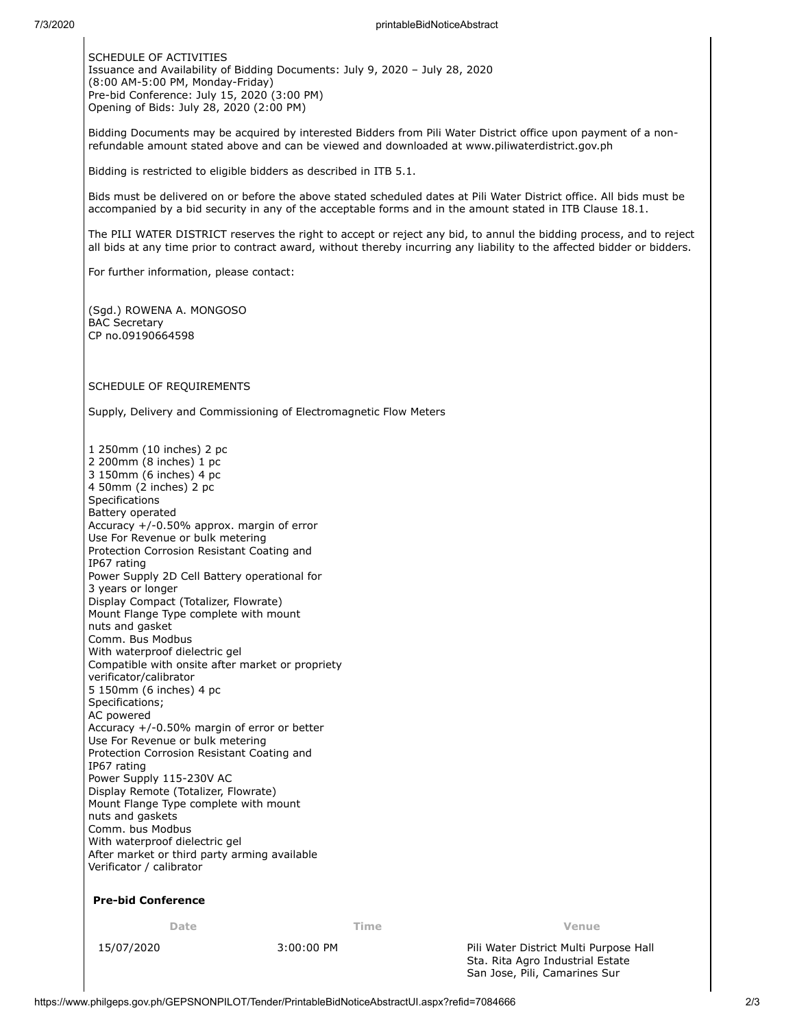SCHEDULE OF ACTIVITIES
Issuance and Availability of Bidding Documents: July 9, 2020 – July 28, 2020
(8:00 AM-5:00 PM, Monday-Friday)
Pre-bid Conference: July 15, 2020 (3:00 PM)
Opening of Bids: July 28, 2020 (2:00 PM)

Bidding Documents may be acquired by interested Bidders from Pili Water District office upon payment of a non-refundable amount stated above and can be viewed and downloaded at www.piliwaterdistrict.gov.ph

Bidding is restricted to eligible bidders as described in ITB 5.1.

Bids must be delivered on or before the above stated scheduled dates at Pili Water District office. All bids must be accompanied by a bid security in any of the acceptable forms and in the amount stated in ITB Clause 18.1.

The PILI WATER DISTRICT reserves the right to accept or reject any bid, to annul the bidding process, and to reject all bids at any time prior to contract award, without thereby incurring any liability to the affected bidder or bidders.

For further information, please contact:

(Sgd.) ROWENA A. MONGOSO
BAC Secretary
CP no.09190664598

SCHEDULE OF REQUIREMENTS

Supply, Delivery and Commissioning of Electromagnetic Flow Meters

1 250mm (10 inches) 2 pc
2 200mm (8 inches) 1 pc
3 150mm (6 inches) 4 pc
4 50mm (2 inches) 2 pc
Specifications
Battery operated
Accuracy +/-0.50% approx. margin of error
Use For Revenue or bulk metering
Protection Corrosion Resistant Coating and
IP67 rating
Power Supply 2D Cell Battery operational for
3 years or longer
Display Compact (Totalizer, Flowrate)
Mount Flange Type complete with mount
nuts and gasket
Comm. Bus Modbus
With waterproof dielectric gel
Compatible with onsite after market or propriety
verificator/calibrator
5 150mm (6 inches) 4 pc
Specifications;
AC powered
Accuracy +/-0.50% margin of error or better
Use For Revenue or bulk metering
Protection Corrosion Resistant Coating and
IP67 rating
Power Supply 115-230V AC
Display Remote (Totalizer, Flowrate)
Mount Flange Type complete with mount
nuts and gaskets
Comm. bus Modbus
With waterproof dielectric gel
After market or third party arming available
Verificator / calibrator

**Pre-bid Conference**

| Date | Time | Venue |
| --- | --- | --- |
| 15/07/2020 | 3:00:00 PM | Pili Water District Multi Purpose Hall<br>Sta. Rita Agro Industrial Estate<br>San Jose, Pili, Camarines Sur |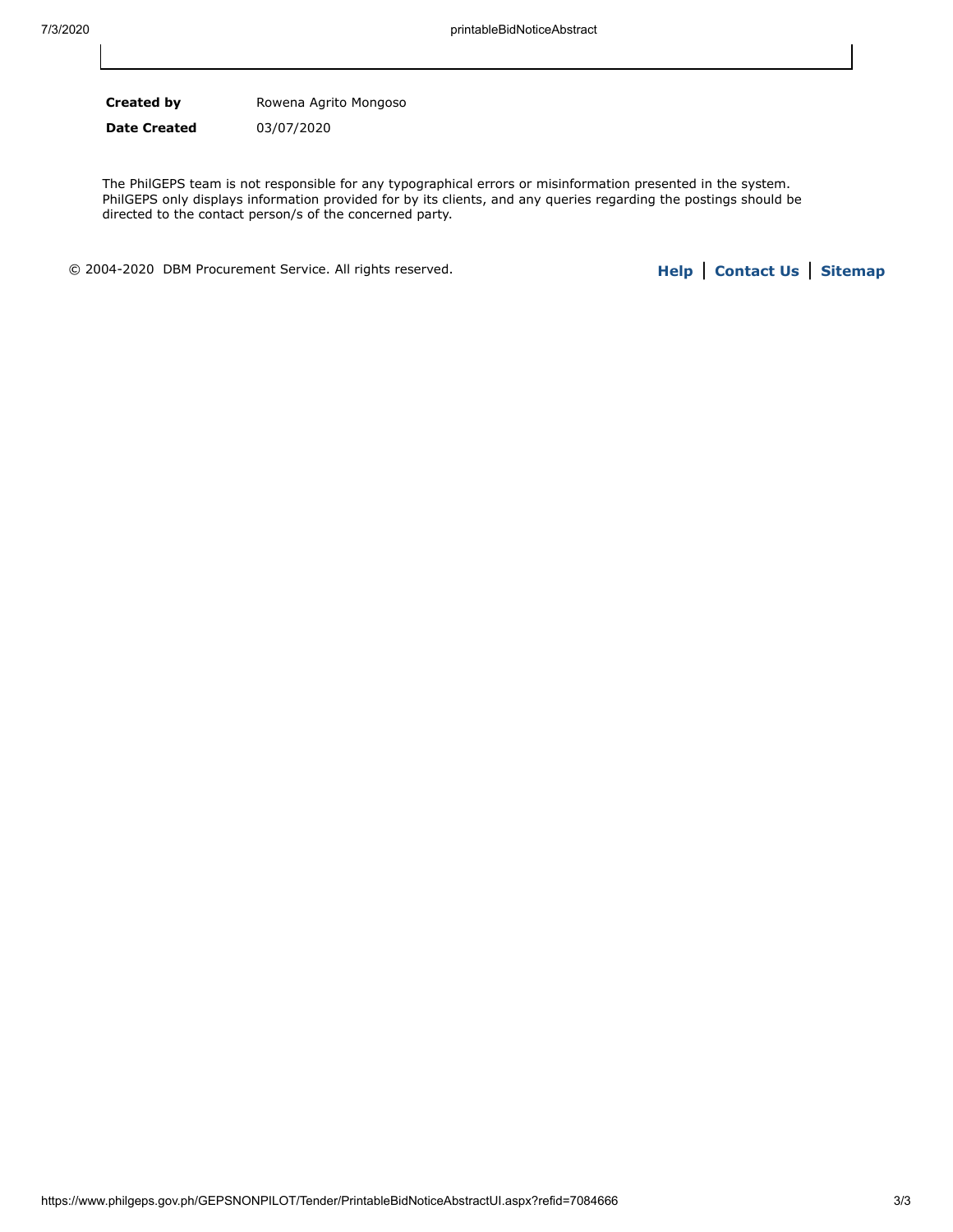| | |
|---|---|
| **Created by** | Rowena Agrito Mongoso |
| **Date Created** | 03/07/2020 |

The PhilGEPS team is not responsible for any typographical errors or misinformation presented in the system. PhilGEPS only displays information provided for by its clients, and any queries regarding the postings should be directed to the contact person/s of the concerned party.

© 2004-2020 DBM Procurement Service. All rights reserved.

**Help** | **Contact Us** | **Sitemap**